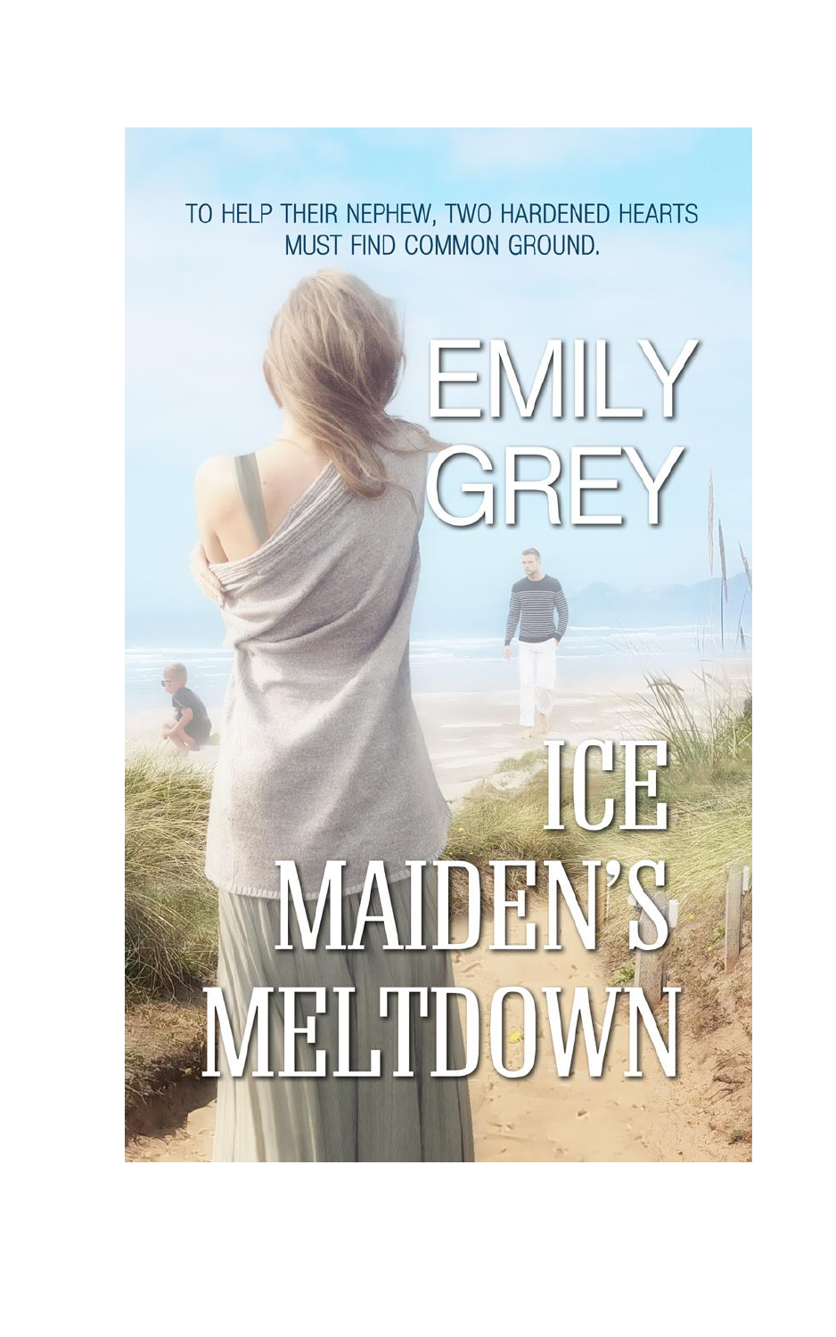TO HELP THEIR NEPHEW, TWO HARDENED HEARTS MUST FIND COMMON GROUND.

EMILY GREY

# ICE MAIDEN'S MELTDOWN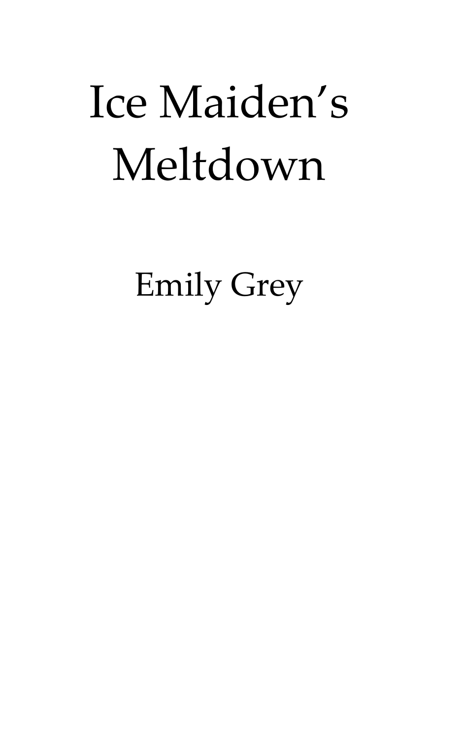# Ice Maiden's Meltdown

Emily Grey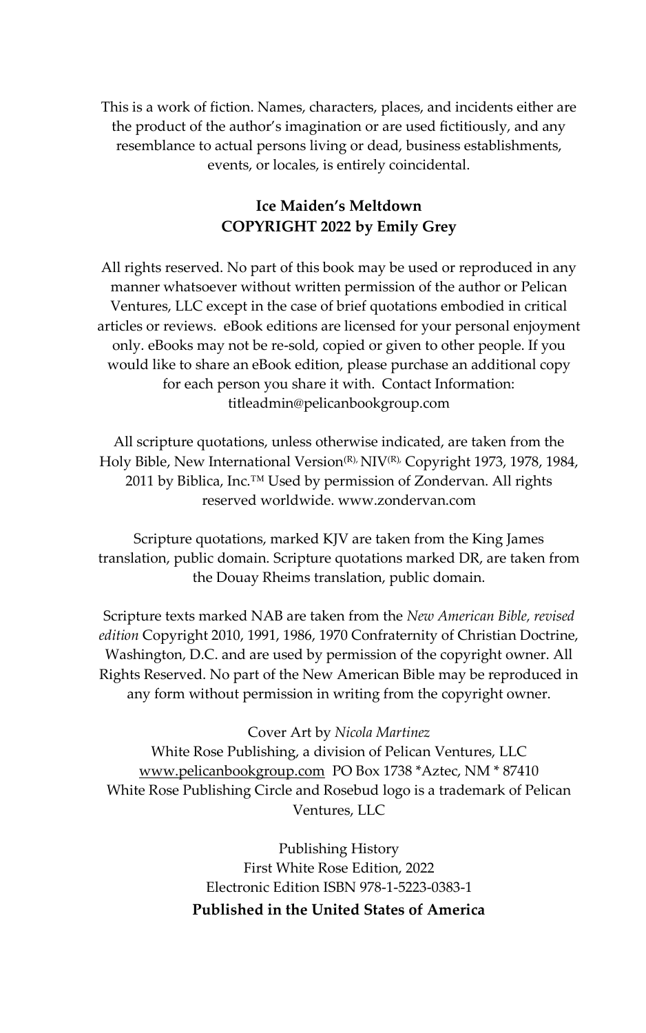This is a work of fiction. Names, characters, places, and incidents either are the product of the author's imagination or are used fictitiously, and any resemblance to actual persons living or dead, business establishments, events, or locales, is entirely coincidental.

**Ice Maiden's Meltdown**
**COPYRIGHT 2022 by Emily Grey**

All rights reserved. No part of this book may be used or reproduced in any manner whatsoever without written permission of the author or Pelican Ventures, LLC except in the case of brief quotations embodied in critical articles or reviews. eBook editions are licensed for your personal enjoyment only. eBooks may not be re-sold, copied or given to other people. If you would like to share an eBook edition, please purchase an additional copy for each person you share it with. Contact Information: titleadmin@pelicanbookgroup.com

All scripture quotations, unless otherwise indicated, are taken from the Holy Bible, New International Version(R), NIV(R), Copyright 1973, 1978, 1984, 2011 by Biblica, Inc.™ Used by permission of Zondervan. All rights reserved worldwide. www.zondervan.com

Scripture quotations, marked KJV are taken from the King James translation, public domain. Scripture quotations marked DR, are taken from the Douay Rheims translation, public domain.

Scripture texts marked NAB are taken from the *New American Bible, revised edition* Copyright 2010, 1991, 1986, 1970 Confraternity of Christian Doctrine, Washington, D.C. and are used by permission of the copyright owner. All Rights Reserved. No part of the New American Bible may be reproduced in any form without permission in writing from the copyright owner.

Cover Art by *Nicola Martinez*
White Rose Publishing, a division of Pelican Ventures, LLC
www.pelicanbookgroup.com PO Box 1738 *Aztec, NM * 87410
White Rose Publishing Circle and Rosebud logo is a trademark of Pelican Ventures, LLC

Publishing History
First White Rose Edition, 2022
Electronic Edition ISBN 978-1-5223-0383-1
**Published in the United States of America**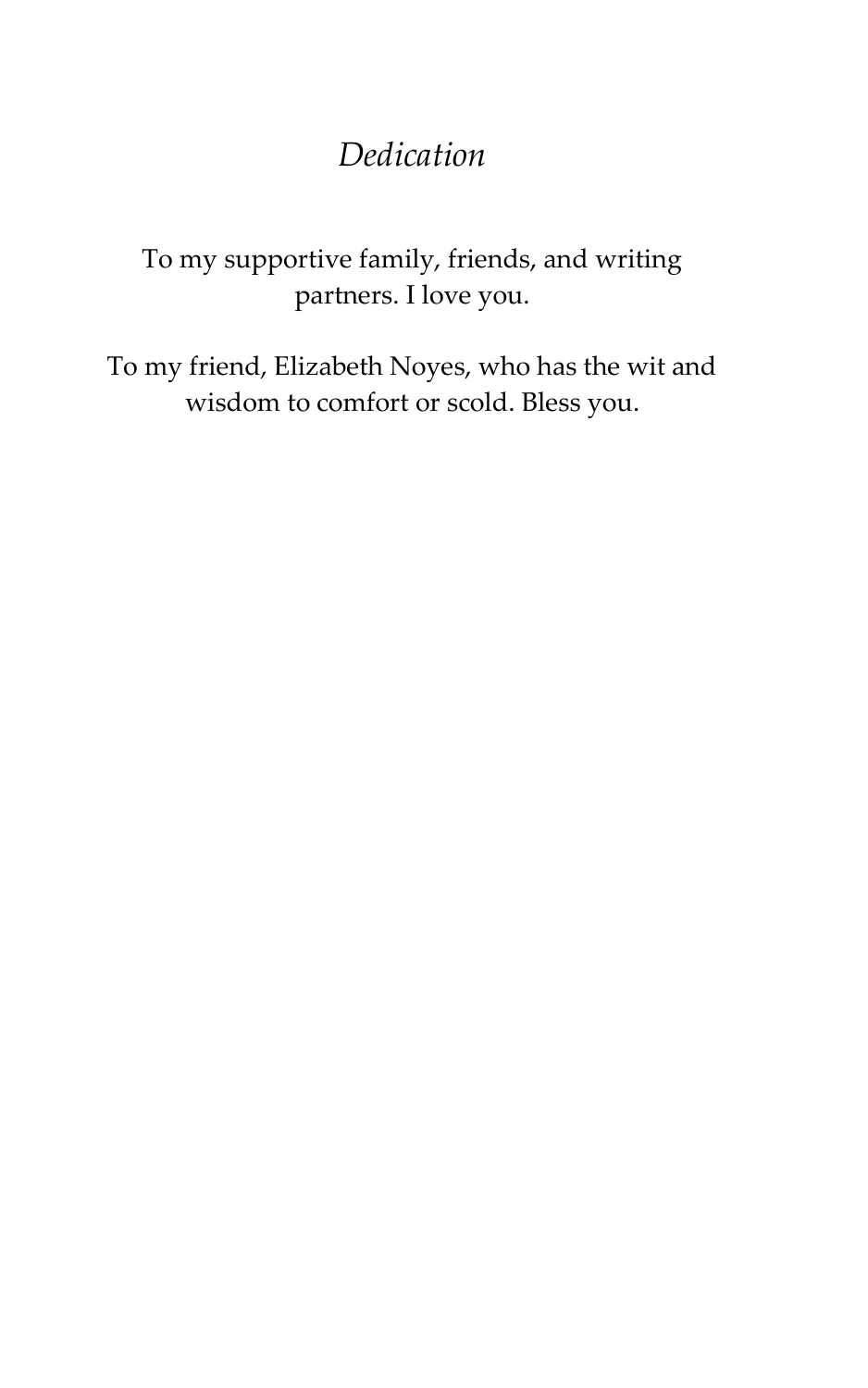# *Dedication*

To my supportive family, friends, and writing partners. I love you.

To my friend, Elizabeth Noyes, who has the wit and wisdom to comfort or scold. Bless you.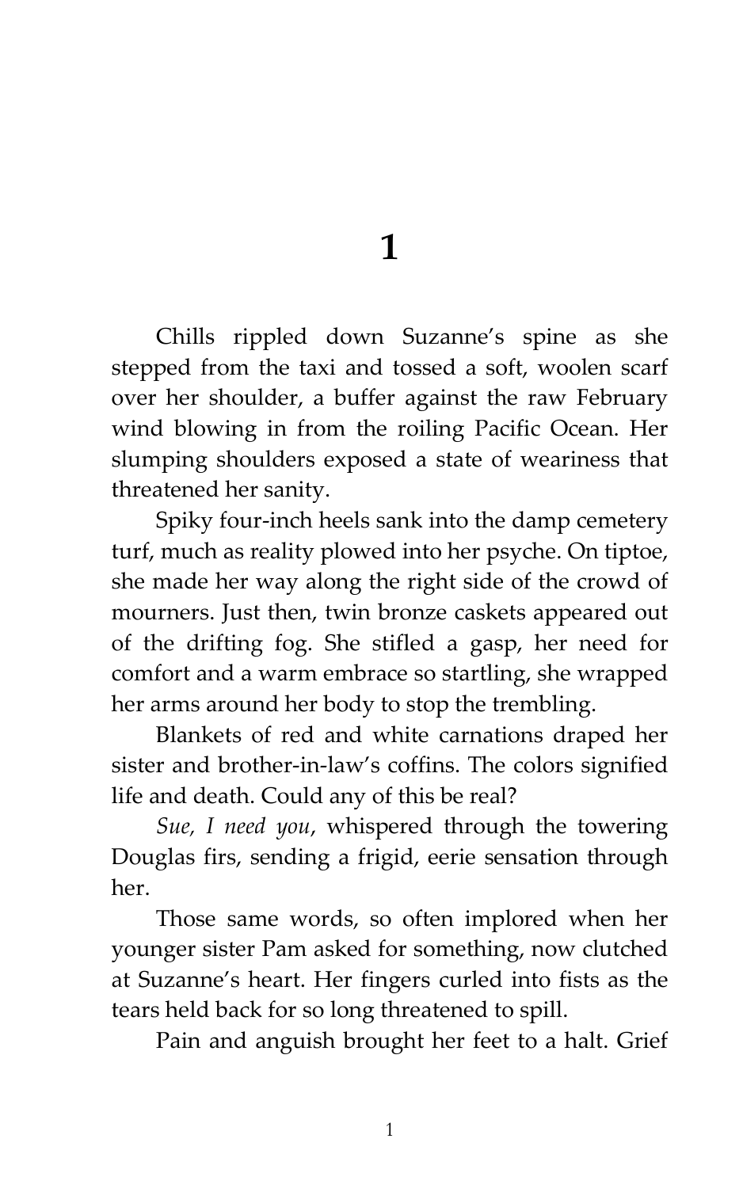# 1

Chills rippled down Suzanne's spine as she stepped from the taxi and tossed a soft, woolen scarf over her shoulder, a buffer against the raw February wind blowing in from the roiling Pacific Ocean. Her slumping shoulders exposed a state of weariness that threatened her sanity.

Spiky four-inch heels sank into the damp cemetery turf, much as reality plowed into her psyche. On tiptoe, she made her way along the right side of the crowd of mourners. Just then, twin bronze caskets appeared out of the drifting fog. She stifled a gasp, her need for comfort and a warm embrace so startling, she wrapped her arms around her body to stop the trembling.

Blankets of red and white carnations draped her sister and brother-in-law's coffins. The colors signified life and death. Could any of this be real?

*Sue, I need you*, whispered through the towering Douglas firs, sending a frigid, eerie sensation through her.

Those same words, so often implored when her younger sister Pam asked for something, now clutched at Suzanne's heart. Her fingers curled into fists as the tears held back for so long threatened to spill.

Pain and anguish brought her feet to a halt. Grief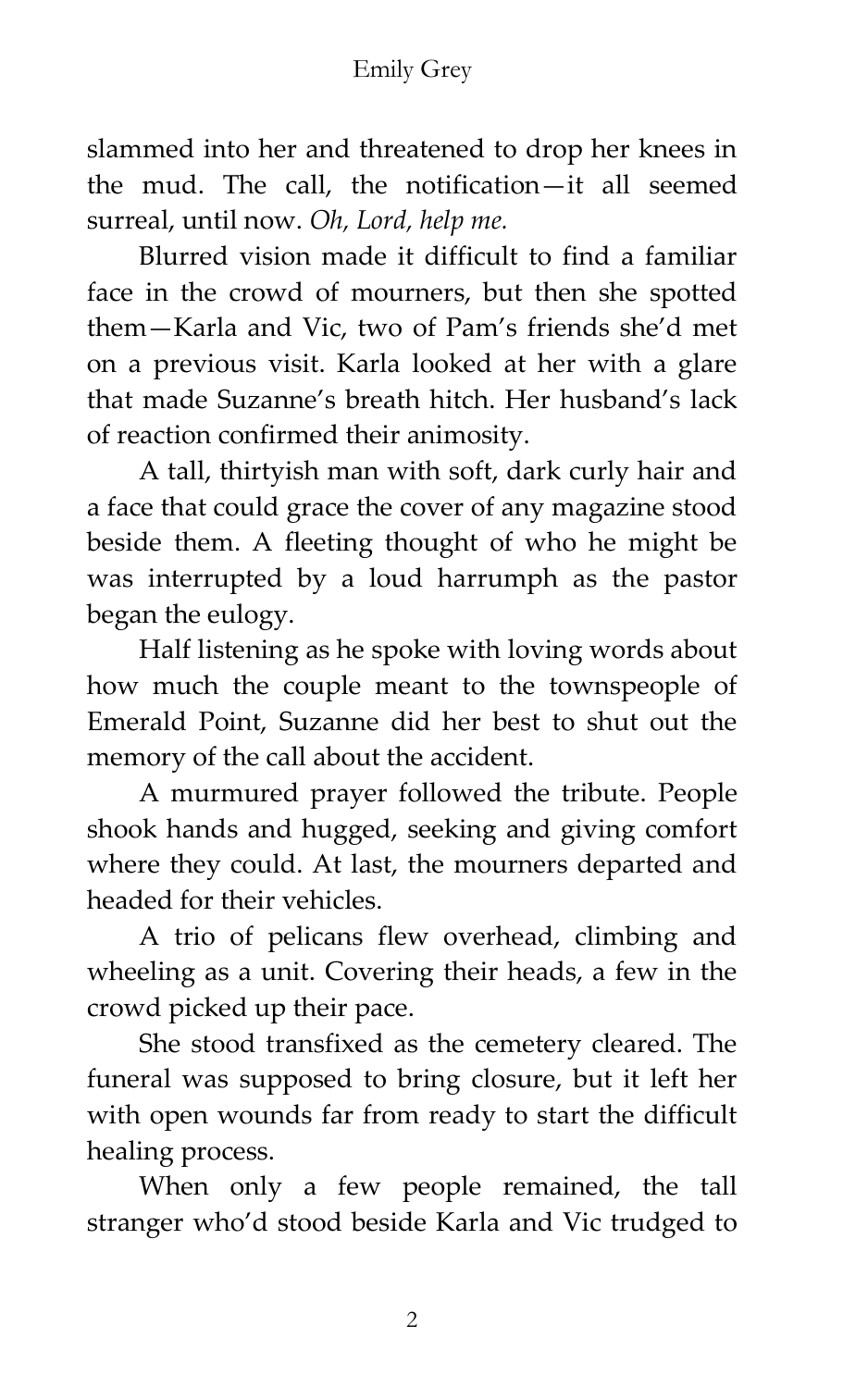slammed into her and threatened to drop her knees in the mud. The call, the notification—it all seemed surreal, until now. *Oh, Lord, help me.*

Blurred vision made it difficult to find a familiar face in the crowd of mourners, but then she spotted them—Karla and Vic, two of Pam's friends she'd met on a previous visit. Karla looked at her with a glare that made Suzanne's breath hitch. Her husband's lack of reaction confirmed their animosity.

A tall, thirtyish man with soft, dark curly hair and a face that could grace the cover of any magazine stood beside them. A fleeting thought of who he might be was interrupted by a loud harrumph as the pastor began the eulogy.

Half listening as he spoke with loving words about how much the couple meant to the townspeople of Emerald Point, Suzanne did her best to shut out the memory of the call about the accident.

A murmured prayer followed the tribute. People shook hands and hugged, seeking and giving comfort where they could. At last, the mourners departed and headed for their vehicles.

A trio of pelicans flew overhead, climbing and wheeling as a unit. Covering their heads, a few in the crowd picked up their pace.

She stood transfixed as the cemetery cleared. The funeral was supposed to bring closure, but it left her with open wounds far from ready to start the difficult healing process.

When only a few people remained, the tall stranger who'd stood beside Karla and Vic trudged to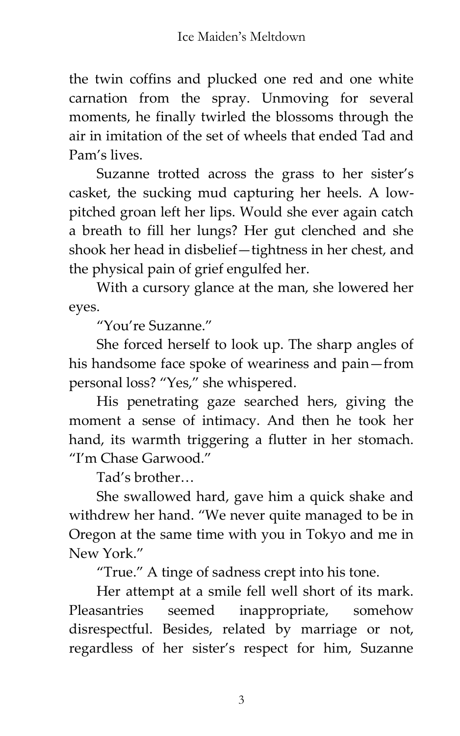the twin coffins and plucked one red and one white carnation from the spray. Unmoving for several moments, he finally twirled the blossoms through the air in imitation of the set of wheels that ended Tad and Pam's lives.

Suzanne trotted across the grass to her sister's casket, the sucking mud capturing her heels. A low-pitched groan left her lips. Would she ever again catch a breath to fill her lungs? Her gut clenched and she shook her head in disbelief—tightness in her chest, and the physical pain of grief engulfed her.

With a cursory glance at the man, she lowered her eyes.

"You're Suzanne."

She forced herself to look up. The sharp angles of his handsome face spoke of weariness and pain—from personal loss? "Yes," she whispered.

His penetrating gaze searched hers, giving the moment a sense of intimacy. And then he took her hand, its warmth triggering a flutter in her stomach. "I'm Chase Garwood."

Tad's brother…

She swallowed hard, gave him a quick shake and withdrew her hand. "We never quite managed to be in Oregon at the same time with you in Tokyo and me in New York."

"True." A tinge of sadness crept into his tone.

Her attempt at a smile fell well short of its mark. Pleasantries seemed inappropriate, somehow disrespectful. Besides, related by marriage or not, regardless of her sister's respect for him, Suzanne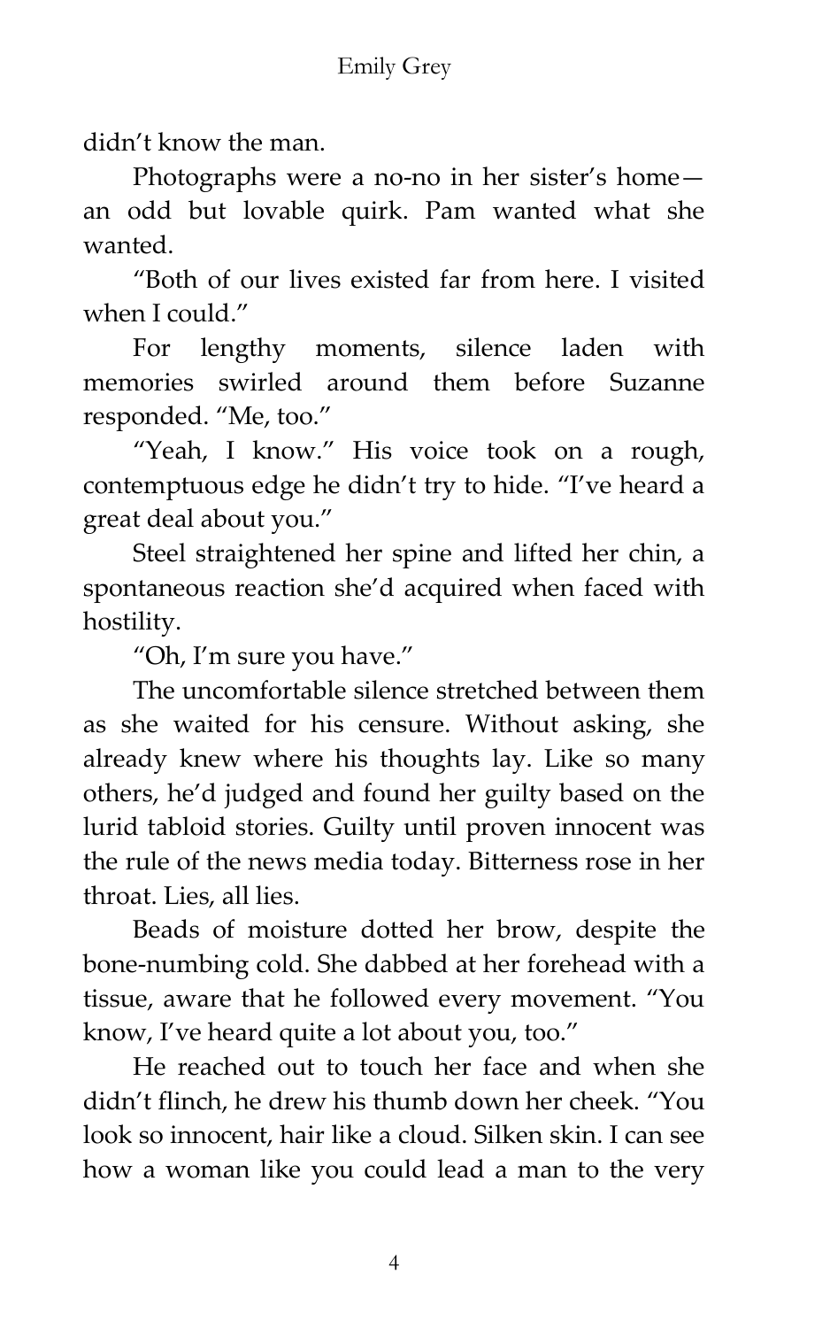didn't know the man.

Photographs were a no-no in her sister's home—an odd but lovable quirk. Pam wanted what she wanted.

"Both of our lives existed far from here. I visited when I could."

For lengthy moments, silence laden with memories swirled around them before Suzanne responded. "Me, too."

"Yeah, I know." His voice took on a rough, contemptuous edge he didn't try to hide. "I've heard a great deal about you."

Steel straightened her spine and lifted her chin, a spontaneous reaction she'd acquired when faced with hostility.

"Oh, I'm sure you have."

The uncomfortable silence stretched between them as she waited for his censure. Without asking, she already knew where his thoughts lay. Like so many others, he'd judged and found her guilty based on the lurid tabloid stories. Guilty until proven innocent was the rule of the news media today. Bitterness rose in her throat. Lies, all lies.

Beads of moisture dotted her brow, despite the bone-numbing cold. She dabbed at her forehead with a tissue, aware that he followed every movement. "You know, I've heard quite a lot about you, too."

He reached out to touch her face and when she didn't flinch, he drew his thumb down her cheek. "You look so innocent, hair like a cloud. Silken skin. I can see how a woman like you could lead a man to the very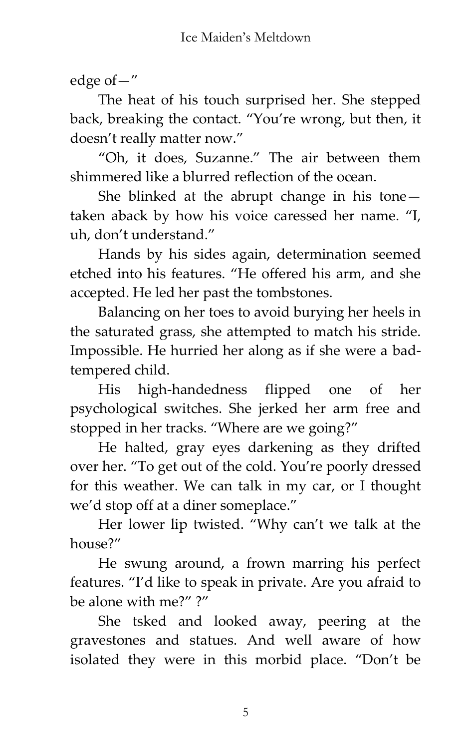edge of—"

The heat of his touch surprised her. She stepped back, breaking the contact. "You're wrong, but then, it doesn't really matter now."

"Oh, it does, Suzanne." The air between them shimmered like a blurred reflection of the ocean.

She blinked at the abrupt change in his tone—taken aback by how his voice caressed her name. "I, uh, don't understand."

Hands by his sides again, determination seemed etched into his features. "He offered his arm, and she accepted. He led her past the tombstones.

Balancing on her toes to avoid burying her heels in the saturated grass, she attempted to match his stride. Impossible. He hurried her along as if she were a bad-tempered child.

His high-handedness flipped one of her psychological switches. She jerked her arm free and stopped in her tracks. "Where are we going?"

He halted, gray eyes darkening as they drifted over her. "To get out of the cold. You're poorly dressed for this weather. We can talk in my car, or I thought we'd stop off at a diner someplace."

Her lower lip twisted. "Why can't we talk at the house?"

He swung around, a frown marring his perfect features. "I'd like to speak in private. Are you afraid to be alone with me?" ?"

She tsked and looked away, peering at the gravestones and statues. And well aware of how isolated they were in this morbid place. "Don't be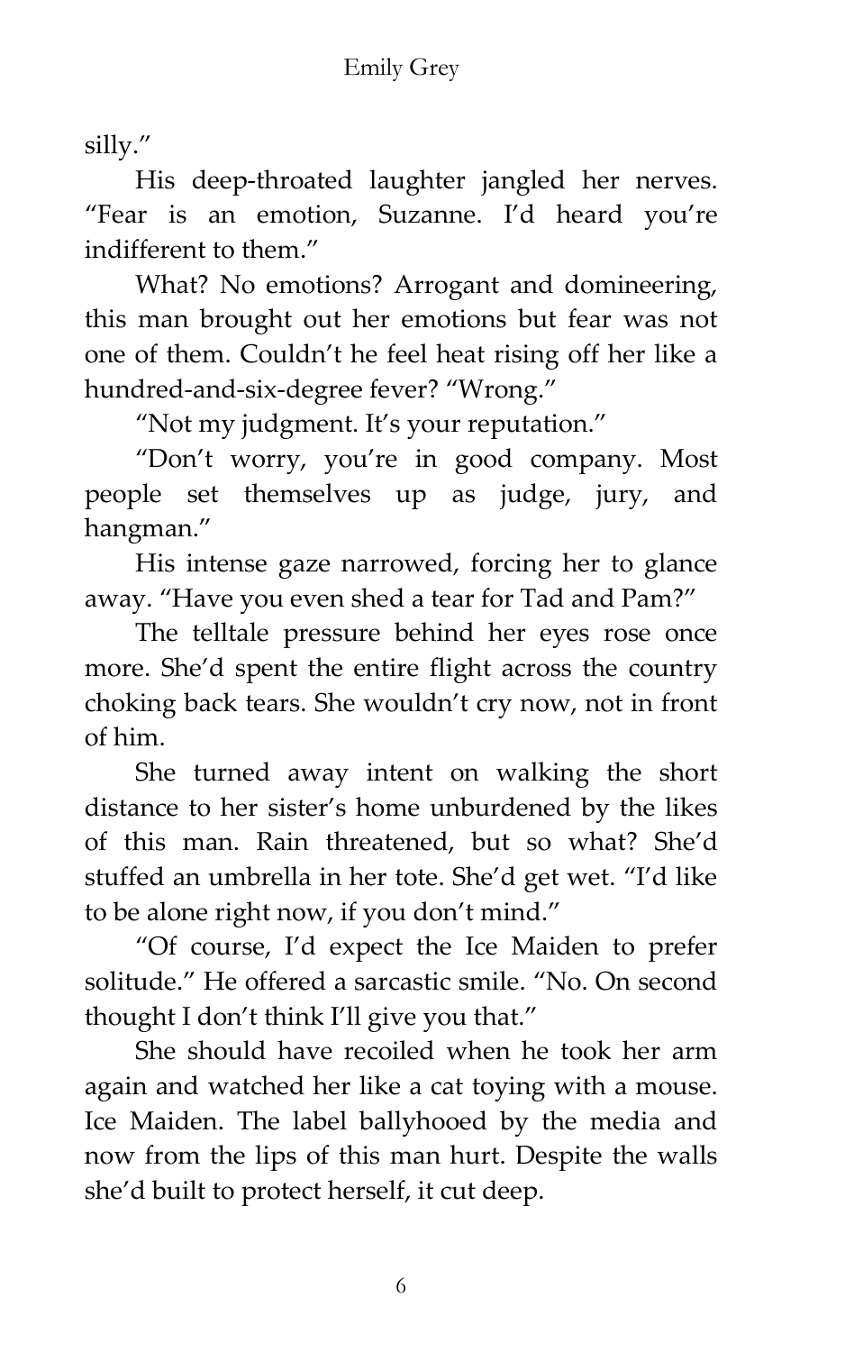silly."

His deep-throated laughter jangled her nerves. "Fear is an emotion, Suzanne. I'd heard you're indifferent to them."

What? No emotions? Arrogant and domineering, this man brought out her emotions but fear was not one of them. Couldn't he feel heat rising off her like a hundred-and-six-degree fever? "Wrong."

"Not my judgment. It's your reputation."

"Don't worry, you're in good company. Most people set themselves up as judge, jury, and hangman."

His intense gaze narrowed, forcing her to glance away. "Have you even shed a tear for Tad and Pam?"

The telltale pressure behind her eyes rose once more. She'd spent the entire flight across the country choking back tears. She wouldn't cry now, not in front of him.

She turned away intent on walking the short distance to her sister's home unburdened by the likes of this man. Rain threatened, but so what? She'd stuffed an umbrella in her tote. She'd get wet. "I'd like to be alone right now, if you don't mind."

"Of course, I'd expect the Ice Maiden to prefer solitude." He offered a sarcastic smile. "No. On second thought I don't think I'll give you that."

She should have recoiled when he took her arm again and watched her like a cat toying with a mouse. Ice Maiden. The label ballyhooed by the media and now from the lips of this man hurt. Despite the walls she'd built to protect herself, it cut deep.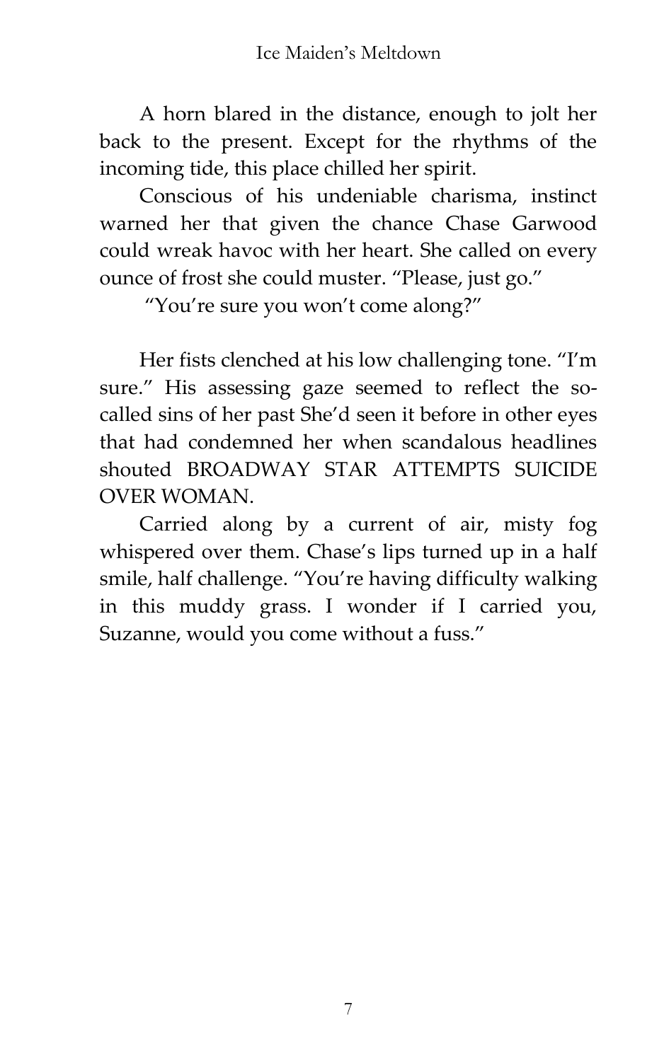A horn blared in the distance, enough to jolt her back to the present. Except for the rhythms of the incoming tide, this place chilled her spirit.

Conscious of his undeniable charisma, instinct warned her that given the chance Chase Garwood could wreak havoc with her heart. She called on every ounce of frost she could muster. "Please, just go."

"You're sure you won't come along?"

Her fists clenched at his low challenging tone. "I'm sure." His assessing gaze seemed to reflect the so-called sins of her past She'd seen it before in other eyes that had condemned her when scandalous headlines shouted BROADWAY STAR ATTEMPTS SUICIDE OVER WOMAN.

Carried along by a current of air, misty fog whispered over them. Chase's lips turned up in a half smile, half challenge. "You're having difficulty walking in this muddy grass. I wonder if I carried you, Suzanne, would you come without a fuss."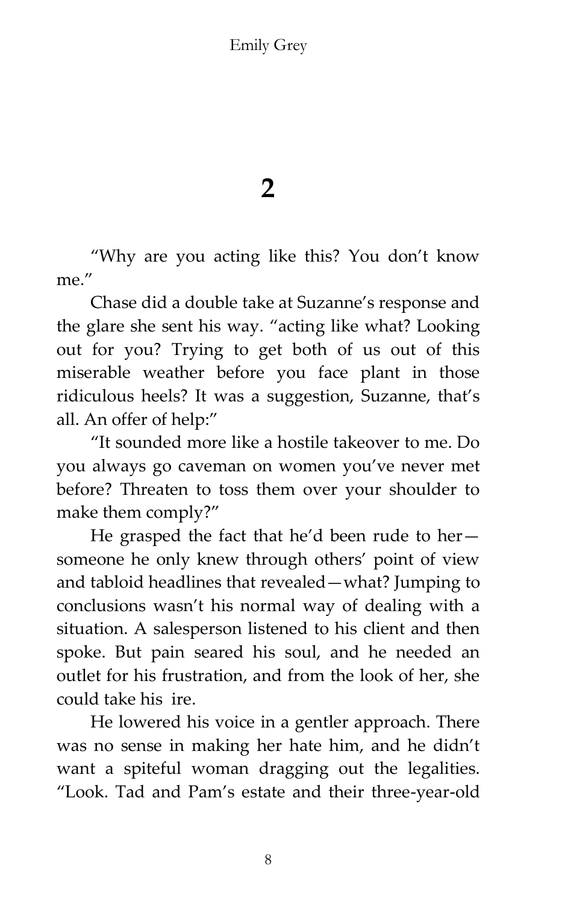## 2

"Why are you acting like this? You don't know me."

Chase did a double take at Suzanne's response and the glare she sent his way. "acting like what? Looking out for you? Trying to get both of us out of this miserable weather before you face plant in those ridiculous heels? It was a suggestion, Suzanne, that's all. An offer of help:"

"It sounded more like a hostile takeover to me. Do you always go caveman on women you've never met before? Threaten to toss them over your shoulder to make them comply?"

He grasped the fact that he'd been rude to her—someone he only knew through others' point of view and tabloid headlines that revealed—what? Jumping to conclusions wasn't his normal way of dealing with a situation. A salesperson listened to his client and then spoke. But pain seared his soul, and he needed an outlet for his frustration, and from the look of her, she could take his ire.

He lowered his voice in a gentler approach. There was no sense in making her hate him, and he didn't want a spiteful woman dragging out the legalities. "Look. Tad and Pam's estate and their three-year-old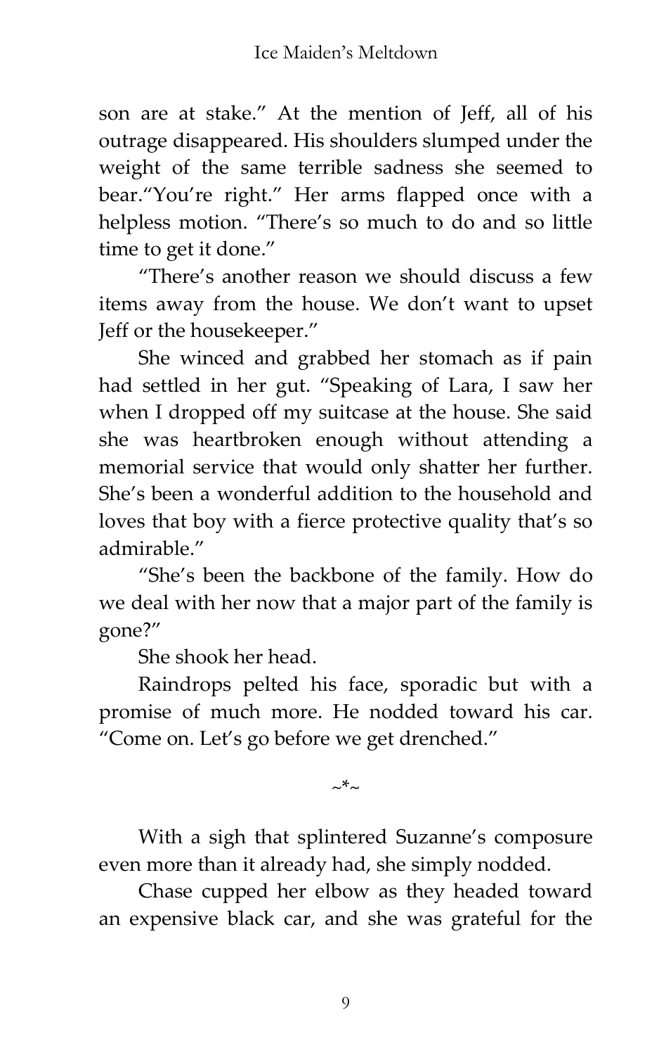son are at stake." At the mention of Jeff, all of his outrage disappeared. His shoulders slumped under the weight of the same terrible sadness she seemed to bear."You're right." Her arms flapped once with a helpless motion. "There's so much to do and so little time to get it done."

"There's another reason we should discuss a few items away from the house. We don't want to upset Jeff or the housekeeper."

She winced and grabbed her stomach as if pain had settled in her gut. "Speaking of Lara, I saw her when I dropped off my suitcase at the house. She said she was heartbroken enough without attending a memorial service that would only shatter her further. She's been a wonderful addition to the household and loves that boy with a fierce protective quality that's so admirable."

"She's been the backbone of the family. How do we deal with her now that a major part of the family is gone?"

She shook her head.

Raindrops pelted his face, sporadic but with a promise of much more. He nodded toward his car. "Come on. Let's go before we get drenched."

~*~

With a sigh that splintered Suzanne's composure even more than it already had, she simply nodded.

Chase cupped her elbow as they headed toward an expensive black car, and she was grateful for the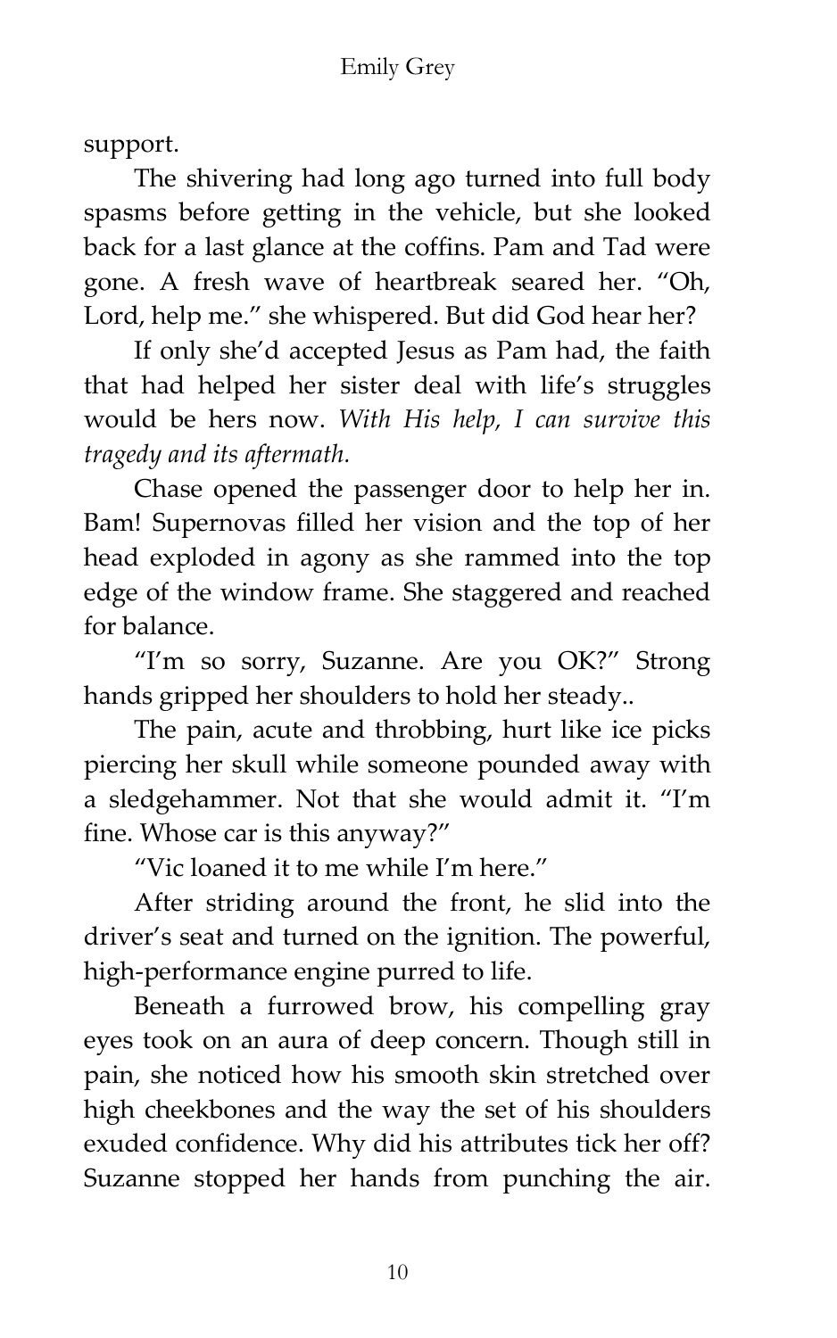support.

The shivering had long ago turned into full body spasms before getting in the vehicle, but she looked back for a last glance at the coffins. Pam and Tad were gone. A fresh wave of heartbreak seared her. "Oh, Lord, help me." she whispered. But did God hear her?

If only she'd accepted Jesus as Pam had, the faith that had helped her sister deal with life's struggles would be hers now. *With His help, I can survive this tragedy and its aftermath.*

Chase opened the passenger door to help her in. Bam! Supernovas filled her vision and the top of her head exploded in agony as she rammed into the top edge of the window frame. She staggered and reached for balance.

"I'm so sorry, Suzanne. Are you OK?" Strong hands gripped her shoulders to hold her steady..

The pain, acute and throbbing, hurt like ice picks piercing her skull while someone pounded away with a sledgehammer. Not that she would admit it. "I'm fine. Whose car is this anyway?"

"Vic loaned it to me while I'm here."

After striding around the front, he slid into the driver's seat and turned on the ignition. The powerful, high-performance engine purred to life.

Beneath a furrowed brow, his compelling gray eyes took on an aura of deep concern. Though still in pain, she noticed how his smooth skin stretched over high cheekbones and the way the set of his shoulders exuded confidence. Why did his attributes tick her off? Suzanne stopped her hands from punching the air.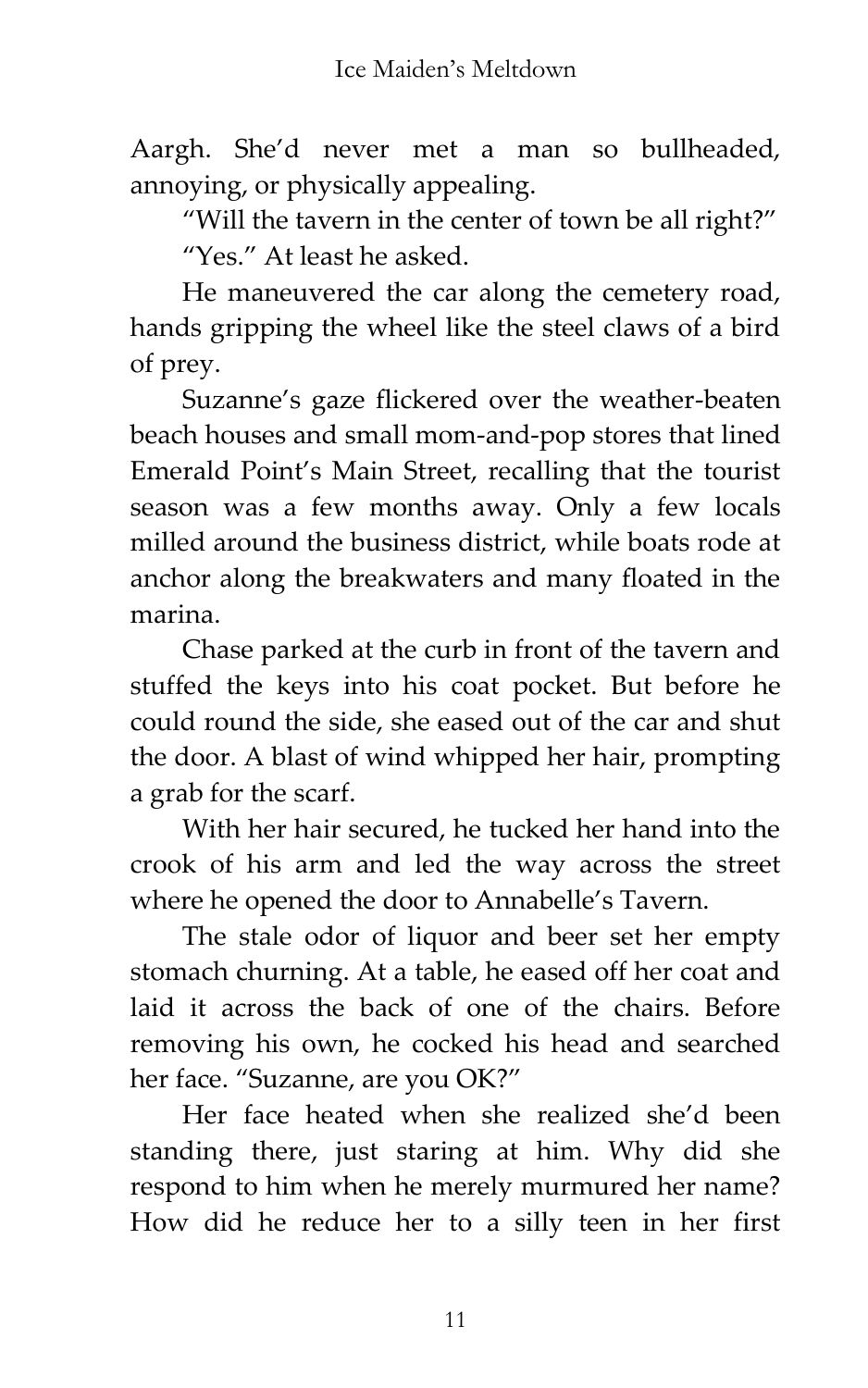Aargh. She'd never met a man so bullheaded, annoying, or physically appealing.

"Will the tavern in the center of town be all right?"

"Yes." At least he asked.

He maneuvered the car along the cemetery road, hands gripping the wheel like the steel claws of a bird of prey.

Suzanne's gaze flickered over the weather-beaten beach houses and small mom-and-pop stores that lined Emerald Point's Main Street, recalling that the tourist season was a few months away. Only a few locals milled around the business district, while boats rode at anchor along the breakwaters and many floated in the marina.

Chase parked at the curb in front of the tavern and stuffed the keys into his coat pocket. But before he could round the side, she eased out of the car and shut the door. A blast of wind whipped her hair, prompting a grab for the scarf.

With her hair secured, he tucked her hand into the crook of his arm and led the way across the street where he opened the door to Annabelle's Tavern.

The stale odor of liquor and beer set her empty stomach churning. At a table, he eased off her coat and laid it across the back of one of the chairs. Before removing his own, he cocked his head and searched her face. "Suzanne, are you OK?"

Her face heated when she realized she'd been standing there, just staring at him. Why did she respond to him when he merely murmured her name? How did he reduce her to a silly teen in her first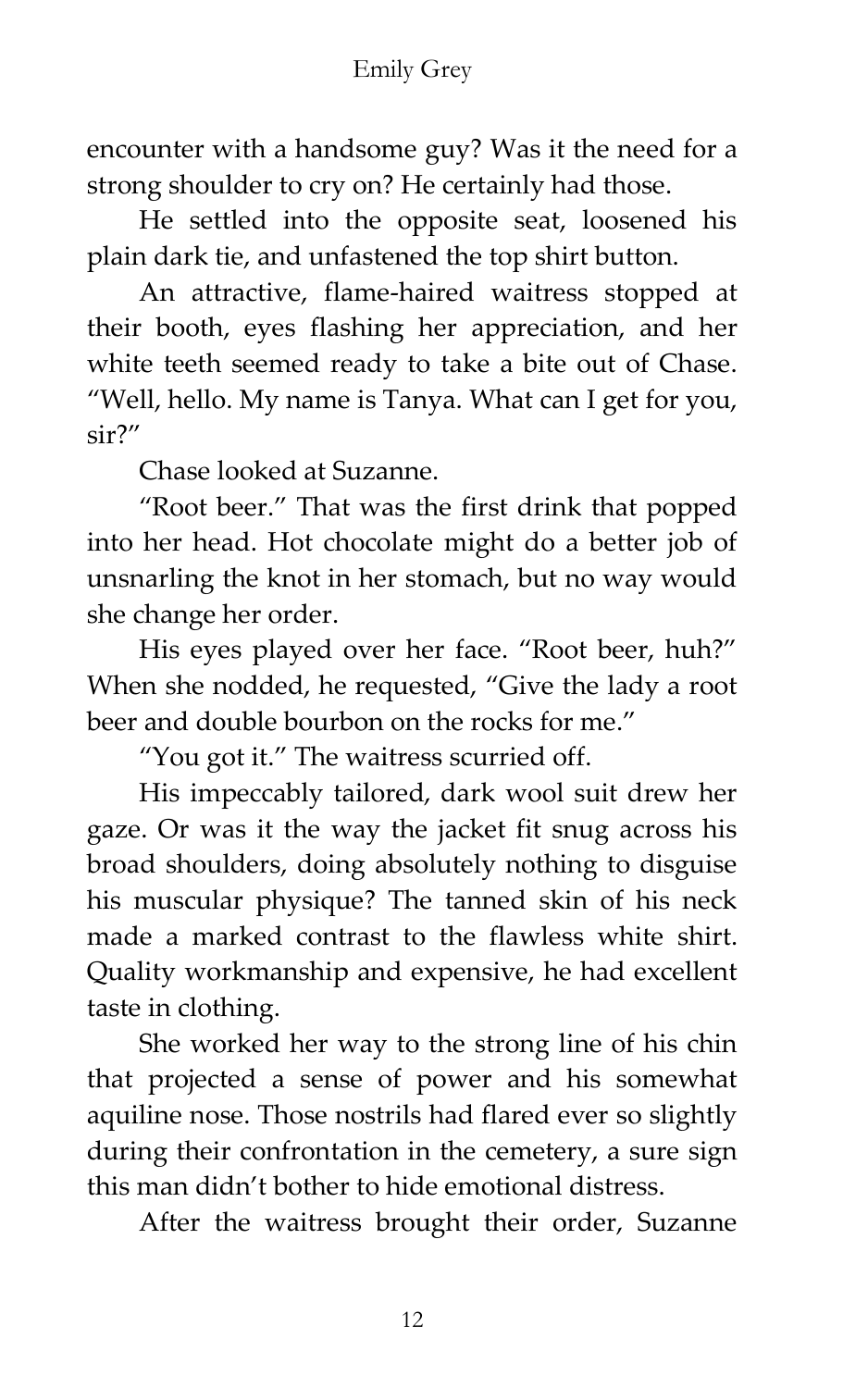encounter with a handsome guy? Was it the need for a strong shoulder to cry on? He certainly had those.

He settled into the opposite seat, loosened his plain dark tie, and unfastened the top shirt button.

An attractive, flame-haired waitress stopped at their booth, eyes flashing her appreciation, and her white teeth seemed ready to take a bite out of Chase. "Well, hello. My name is Tanya. What can I get for you, sir?"

Chase looked at Suzanne.

"Root beer." That was the first drink that popped into her head. Hot chocolate might do a better job of unsnarling the knot in her stomach, but no way would she change her order.

His eyes played over her face. "Root beer, huh?" When she nodded, he requested, "Give the lady a root beer and double bourbon on the rocks for me."

"You got it." The waitress scurried off.

His impeccably tailored, dark wool suit drew her gaze. Or was it the way the jacket fit snug across his broad shoulders, doing absolutely nothing to disguise his muscular physique? The tanned skin of his neck made a marked contrast to the flawless white shirt. Quality workmanship and expensive, he had excellent taste in clothing.

She worked her way to the strong line of his chin that projected a sense of power and his somewhat aquiline nose. Those nostrils had flared ever so slightly during their confrontation in the cemetery, a sure sign this man didn't bother to hide emotional distress.

After the waitress brought their order, Suzanne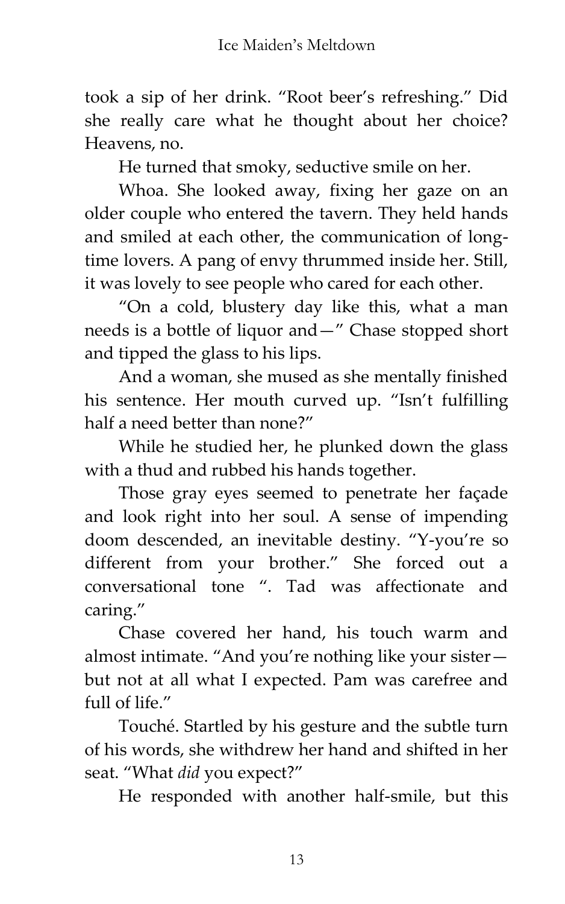took a sip of her drink. "Root beer's refreshing." Did she really care what he thought about her choice? Heavens, no.

He turned that smoky, seductive smile on her.

Whoa. She looked away, fixing her gaze on an older couple who entered the tavern. They held hands and smiled at each other, the communication of long-time lovers. A pang of envy thrummed inside her. Still, it was lovely to see people who cared for each other.

"On a cold, blustery day like this, what a man needs is a bottle of liquor and—" Chase stopped short and tipped the glass to his lips.

And a woman, she mused as she mentally finished his sentence. Her mouth curved up. "Isn't fulfilling half a need better than none?"

While he studied her, he plunked down the glass with a thud and rubbed his hands together.

Those gray eyes seemed to penetrate her façade and look right into her soul. A sense of impending doom descended, an inevitable destiny. "Y-you're so different from your brother." She forced out a conversational tone ". Tad was affectionate and caring."

Chase covered her hand, his touch warm and almost intimate. "And you're nothing like your sister—but not at all what I expected. Pam was carefree and full of life."

Touché. Startled by his gesture and the subtle turn of his words, she withdrew her hand and shifted in her seat. "What *did* you expect?"

He responded with another half-smile, but this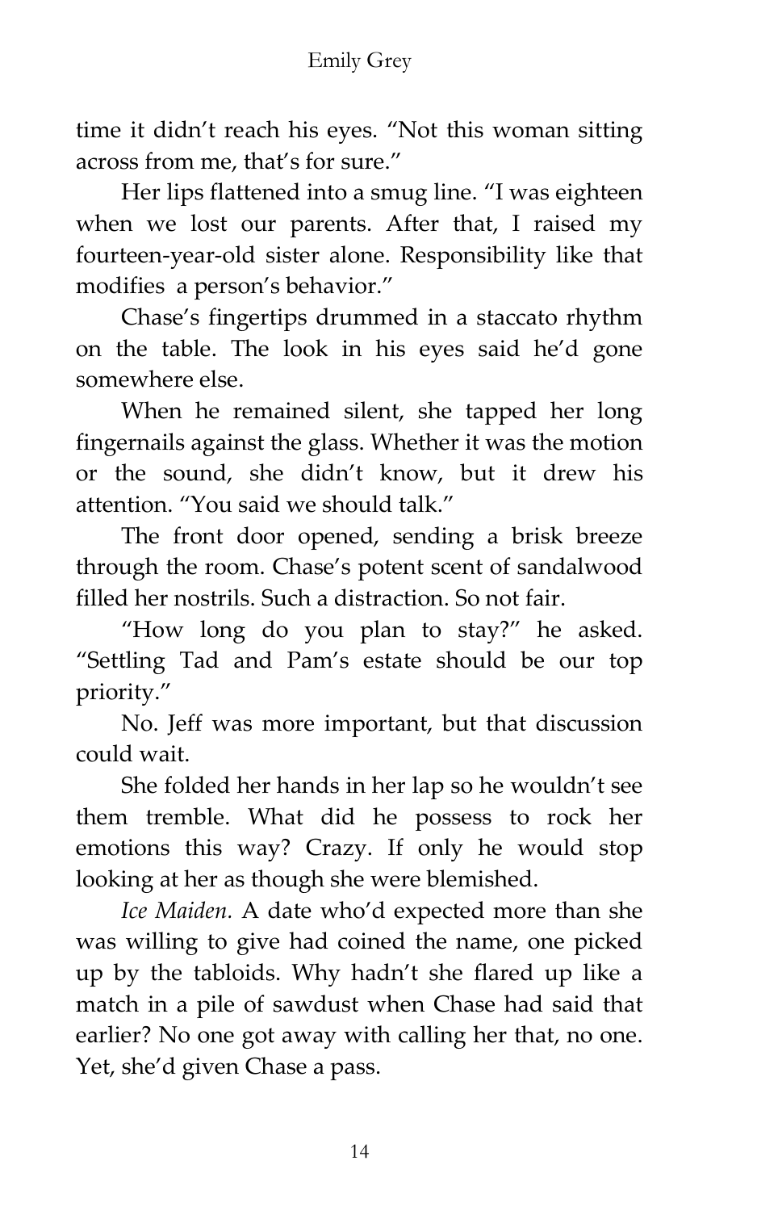time it didn't reach his eyes. "Not this woman sitting across from me, that's for sure."

Her lips flattened into a smug line. "I was eighteen when we lost our parents. After that, I raised my fourteen-year-old sister alone. Responsibility like that modifies a person's behavior."

Chase's fingertips drummed in a staccato rhythm on the table. The look in his eyes said he'd gone somewhere else.

When he remained silent, she tapped her long fingernails against the glass. Whether it was the motion or the sound, she didn't know, but it drew his attention. "You said we should talk."

The front door opened, sending a brisk breeze through the room. Chase's potent scent of sandalwood filled her nostrils. Such a distraction. So not fair.

"How long do you plan to stay?" he asked. "Settling Tad and Pam's estate should be our top priority."

No. Jeff was more important, but that discussion could wait.

She folded her hands in her lap so he wouldn't see them tremble. What did he possess to rock her emotions this way? Crazy. If only he would stop looking at her as though she were blemished.

*Ice Maiden.* A date who'd expected more than she was willing to give had coined the name, one picked up by the tabloids. Why hadn't she flared up like a match in a pile of sawdust when Chase had said that earlier? No one got away with calling her that, no one. Yet, she'd given Chase a pass.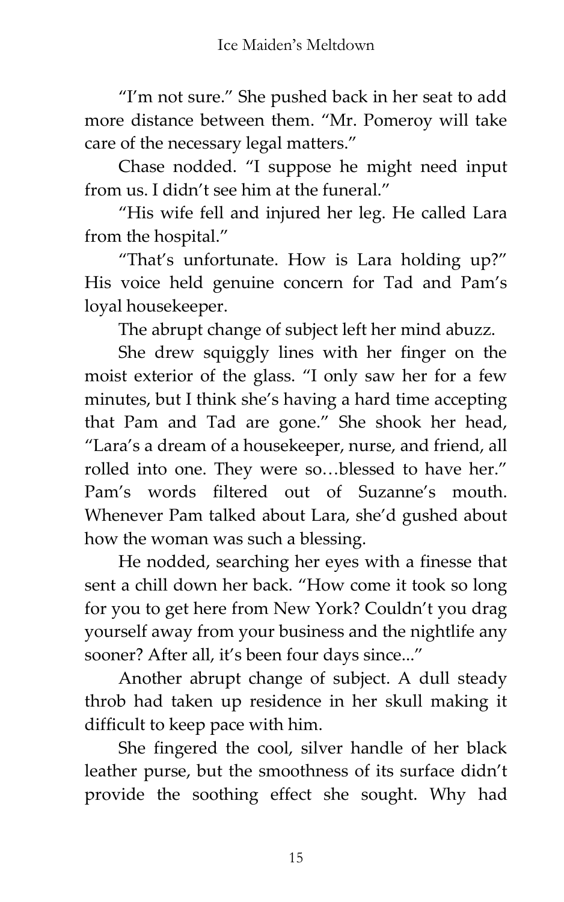"I'm not sure." She pushed back in her seat to add more distance between them. "Mr. Pomeroy will take care of the necessary legal matters."

Chase nodded. "I suppose he might need input from us. I didn't see him at the funeral."

"His wife fell and injured her leg. He called Lara from the hospital."

"That's unfortunate. How is Lara holding up?" His voice held genuine concern for Tad and Pam's loyal housekeeper.

The abrupt change of subject left her mind abuzz.

She drew squiggly lines with her finger on the moist exterior of the glass. "I only saw her for a few minutes, but I think she's having a hard time accepting that Pam and Tad are gone." She shook her head, "Lara's a dream of a housekeeper, nurse, and friend, all rolled into one. They were so…blessed to have her." Pam's words filtered out of Suzanne's mouth. Whenever Pam talked about Lara, she'd gushed about how the woman was such a blessing.

He nodded, searching her eyes with a finesse that sent a chill down her back. "How come it took so long for you to get here from New York? Couldn't you drag yourself away from your business and the nightlife any sooner? After all, it's been four days since..."

Another abrupt change of subject. A dull steady throb had taken up residence in her skull making it difficult to keep pace with him.

She fingered the cool, silver handle of her black leather purse, but the smoothness of its surface didn't provide the soothing effect she sought. Why had